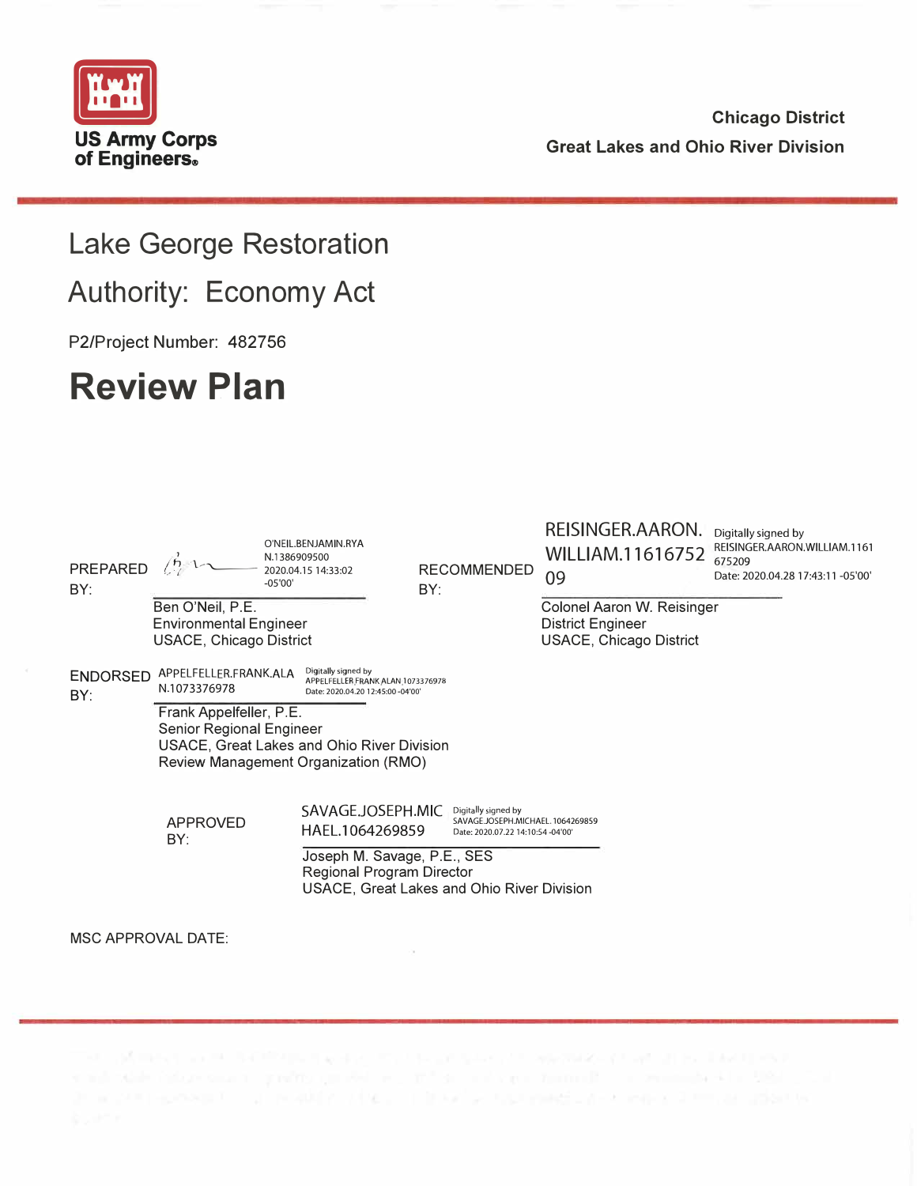US Army Corps of Engineers

**Chicago District**
**Great Lakes and Ohio River Division**

# Lake George Restoration

## Authority: Economy Act

P2/Project Number: 482756

# Review Plan

PREPARED BY:

O'NEIL.BENJAMIN.RYAN.1386909500
2020.04.15 14:33:02 -05'00'

Ben O'Neil, P.E.
Environmental Engineer
USACE, Chicago District

RECOMMENDED BY:

REISINGER.AARON.WILLIAM.1161675209
Digitally signed by REISINGER.AARON.WILLIAM.1161675209
Date: 2020.04.28 17:43:11 -05'00'

Colonel Aaron W. Reisinger
District Engineer
USACE, Chicago District

ENDORSED BY:

APPELFELLER.FRANK.ALAN.1073376978
Digitally signed by APPELFELLER.FRANK.ALAN.1073376978
Date: 2020.04.20 12:45:00 -04'00'

Frank Appelfeller, P.E.
Senior Regional Engineer
USACE, Great Lakes and Ohio River Division
Review Management Organization (RMO)

APPROVED BY:

SAVAGE.JOSEPH.MICHAEL.1064269859
Digitally signed by SAVAGE.JOSEPH.MICHAEL.1064269859
Date: 2020.07.22 14:10:54 -04'00'

Joseph M. Savage, P.E., SES
Regional Program Director
USACE, Great Lakes and Ohio River Division

MSC APPROVAL DATE: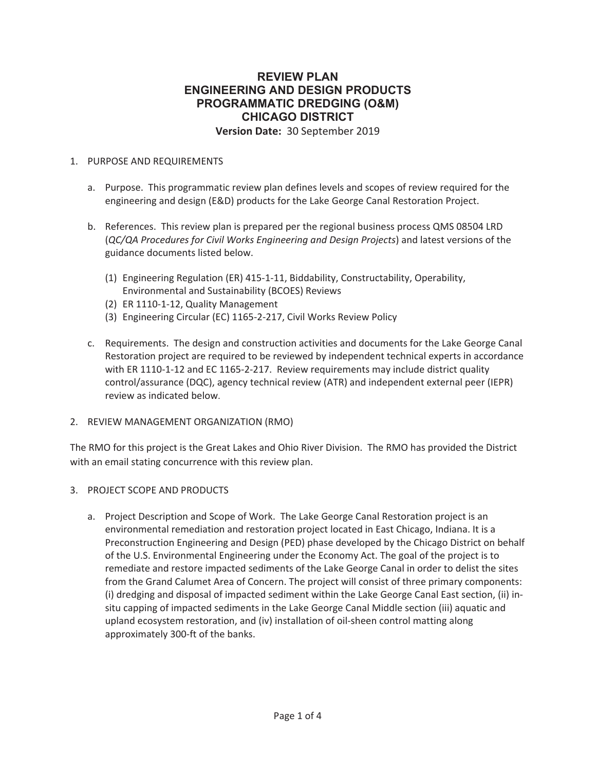# REVIEW PLAN
# ENGINEERING AND DESIGN PRODUCTS
# PROGRAMMATIC DREDGING (O&M)
# CHICAGO DISTRICT

**Version Date:** 30 September 2019

1. PURPOSE AND REQUIREMENTS

   a. Purpose. This programmatic review plan defines levels and scopes of review required for the engineering and design (E&D) products for the Lake George Canal Restoration Project.

   b. References. This review plan is prepared per the regional business process QMS 08504 LRD (*QC/QA Procedures for Civil Works Engineering and Design Projects*) and latest versions of the guidance documents listed below.

      (1) Engineering Regulation (ER) 415-1-11, Biddability, Constructability, Operability, Environmental and Sustainability (BCOES) Reviews
      (2) ER 1110-1-12, Quality Management
      (3) Engineering Circular (EC) 1165-2-217, Civil Works Review Policy

   c. Requirements. The design and construction activities and documents for the Lake George Canal Restoration project are required to be reviewed by independent technical experts in accordance with ER 1110-1-12 and EC 1165-2-217. Review requirements may include district quality control/assurance (DQC), agency technical review (ATR) and independent external peer (IEPR) review as indicated below.

2. REVIEW MANAGEMENT ORGANIZATION (RMO)

The RMO for this project is the Great Lakes and Ohio River Division. The RMO has provided the District with an email stating concurrence with this review plan.

3. PROJECT SCOPE AND PRODUCTS

   a. Project Description and Scope of Work. The Lake George Canal Restoration project is an environmental remediation and restoration project located in East Chicago, Indiana. It is a Preconstruction Engineering and Design (PED) phase developed by the Chicago District on behalf of the U.S. Environmental Engineering under the Economy Act. The goal of the project is to remediate and restore impacted sediments of the Lake George Canal in order to delist the sites from the Grand Calumet Area of Concern. The project will consist of three primary components: (i) dredging and disposal of impacted sediment within the Lake George Canal East section, (ii) in-situ capping of impacted sediments in the Lake George Canal Middle section (iii) aquatic and upland ecosystem restoration, and (iv) installation of oil-sheen control matting along approximately 300-ft of the banks.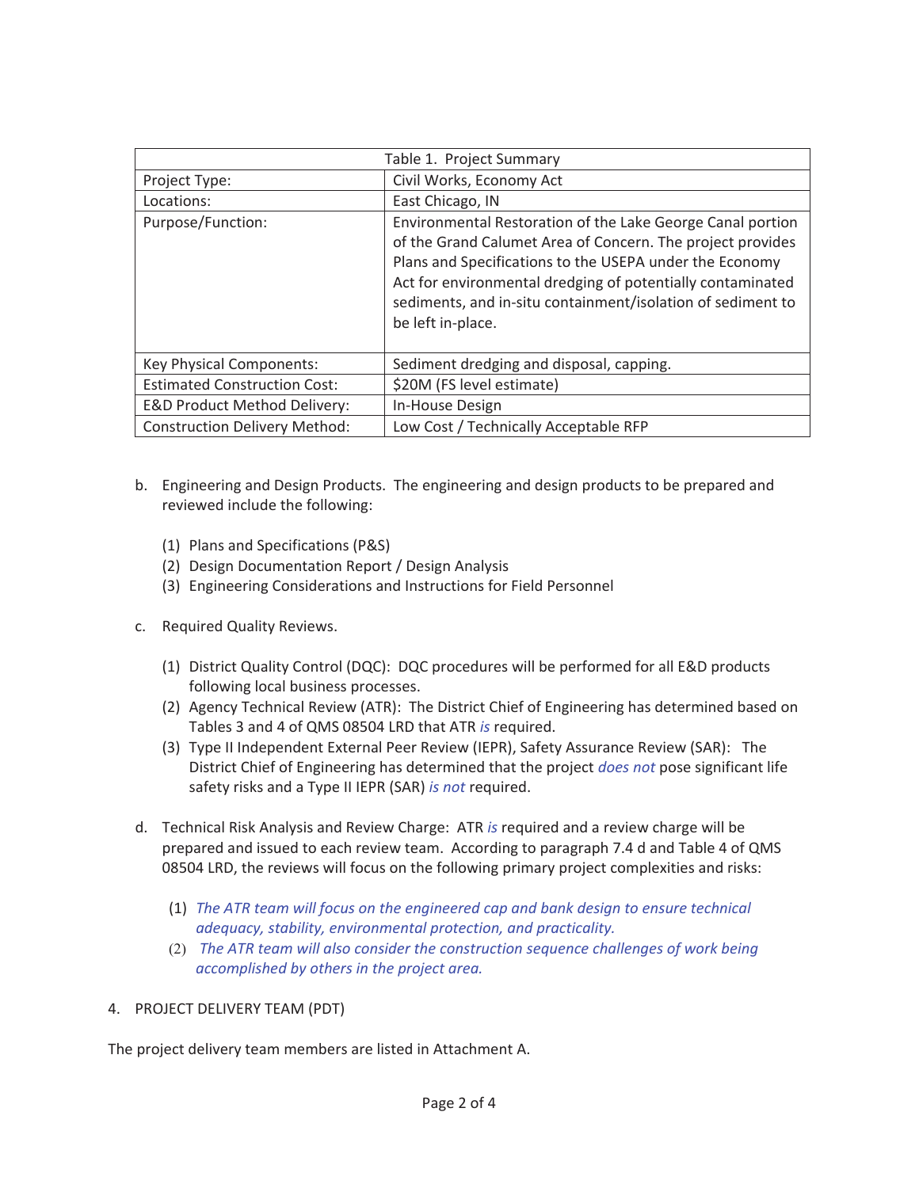| Table 1. Project Summary | |
|---|---|
| Project Type: | Civil Works, Economy Act |
| Locations: | East Chicago, IN |
| Purpose/Function: | Environmental Restoration of the Lake George Canal portion of the Grand Calumet Area of Concern. The project provides Plans and Specifications to the USEPA under the Economy Act for environmental dredging of potentially contaminated sediments, and in-situ containment/isolation of sediment to be left in-place. |
| Key Physical Components: | Sediment dredging and disposal, capping. |
| Estimated Construction Cost: | $20M (FS level estimate) |
| E&D Product Method Delivery: | In-House Design |
| Construction Delivery Method: | Low Cost / Technically Acceptable RFP |

b. Engineering and Design Products. The engineering and design products to be prepared and reviewed include the following:

(1) Plans and Specifications (P&S)
(2) Design Documentation Report / Design Analysis
(3) Engineering Considerations and Instructions for Field Personnel

c. Required Quality Reviews.

(1) District Quality Control (DQC): DQC procedures will be performed for all E&D products following local business processes.
(2) Agency Technical Review (ATR): The District Chief of Engineering has determined based on Tables 3 and 4 of QMS 08504 LRD that ATR *is* required.
(3) Type II Independent External Peer Review (IEPR), Safety Assurance Review (SAR): The District Chief of Engineering has determined that the project *does not* pose significant life safety risks and a Type II IEPR (SAR) *is not* required.

d. Technical Risk Analysis and Review Charge: ATR *is* required and a review charge will be prepared and issued to each review team. According to paragraph 7.4 d and Table 4 of QMS 08504 LRD, the reviews will focus on the following primary project complexities and risks:

(1) *The ATR team will focus on the engineered cap and bank design to ensure technical adequacy, stability, environmental protection, and practicality.*
(2) *The ATR team will also consider the construction sequence challenges of work being accomplished by others in the project area.*

4. PROJECT DELIVERY TEAM (PDT)

The project delivery team members are listed in Attachment A.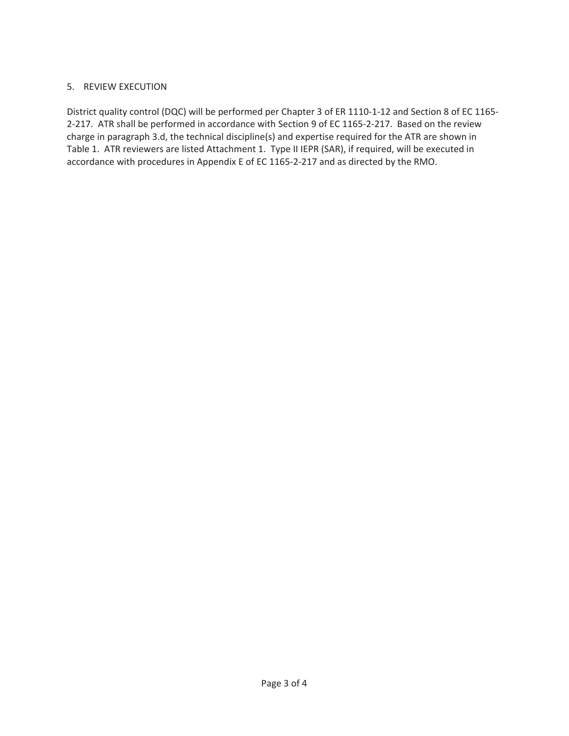## 5. REVIEW EXECUTION

District quality control (DQC) will be performed per Chapter 3 of ER 1110-1-12 and Section 8 of EC 1165-2-217. ATR shall be performed in accordance with Section 9 of EC 1165-2-217. Based on the review charge in paragraph 3.d, the technical discipline(s) and expertise required for the ATR are shown in Table 1. ATR reviewers are listed Attachment 1. Type II IEPR (SAR), if required, will be executed in accordance with procedures in Appendix E of EC 1165-2-217 and as directed by the RMO.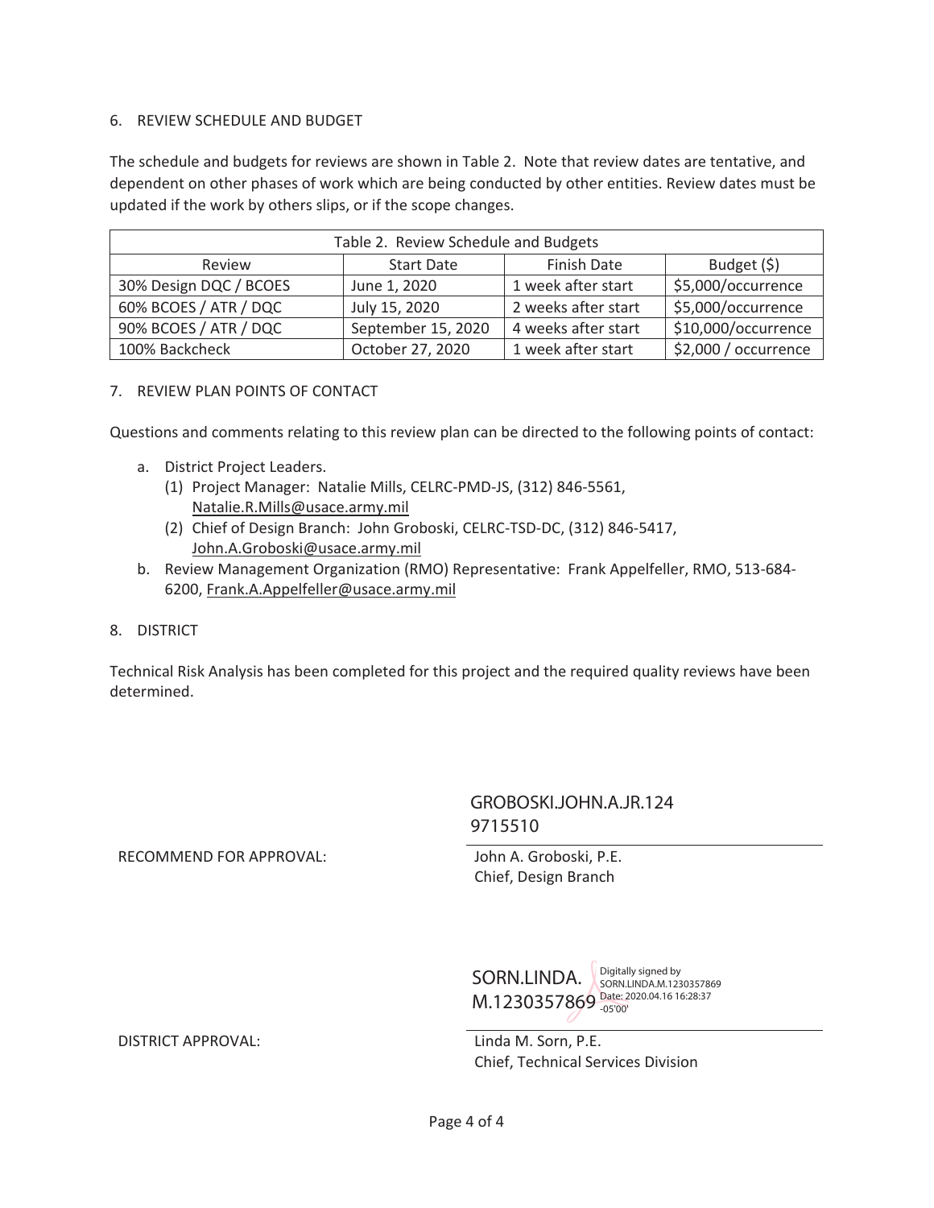## 6. REVIEW SCHEDULE AND BUDGET

The schedule and budgets for reviews are shown in Table 2. Note that review dates are tentative, and dependent on other phases of work which are being conducted by other entities. Review dates must be updated if the work by others slips, or if the scope changes.

| Table 2. Review Schedule and Budgets | | | |
|---|---|---|---|
| Review | Start Date | Finish Date | Budget ($) |
| 30% Design DQC / BCOES | June 1, 2020 | 1 week after start | $5,000/occurrence |
| 60% BCOES / ATR / DQC | July 15, 2020 | 2 weeks after start | $5,000/occurrence |
| 90% BCOES / ATR / DQC | September 15, 2020 | 4 weeks after start | $10,000/occurrence |
| 100% Backcheck | October 27, 2020 | 1 week after start | $2,000 / occurrence |

## 7. REVIEW PLAN POINTS OF CONTACT

Questions and comments relating to this review plan can be directed to the following points of contact:

a. District Project Leaders.
   (1) Project Manager: Natalie Mills, CELRC-PMD-JS, (312) 846-5561, Natalie.R.Mills@usace.army.mil
   (2) Chief of Design Branch: John Groboski, CELRC-TSD-DC, (312) 846-5417, John.A.Groboski@usace.army.mil
b. Review Management Organization (RMO) Representative: Frank Appelfeller, RMO, 513-684-6200, Frank.A.Appelfeller@usace.army.mil

## 8. DISTRICT

Technical Risk Analysis has been completed for this project and the required quality reviews have been determined.

GROBOSKI.JOHN.A.JR.1249715510

RECOMMEND FOR APPROVAL: John A. Groboski, P.E.
Chief, Design Branch

SORN.LINDA.M.1230357869 Digitally signed by SORN.LINDA.M.1230357869 Date: 2020.04.16 16:28:37 -05'00'

DISTRICT APPROVAL: Linda M. Sorn, P.E.
Chief, Technical Services Division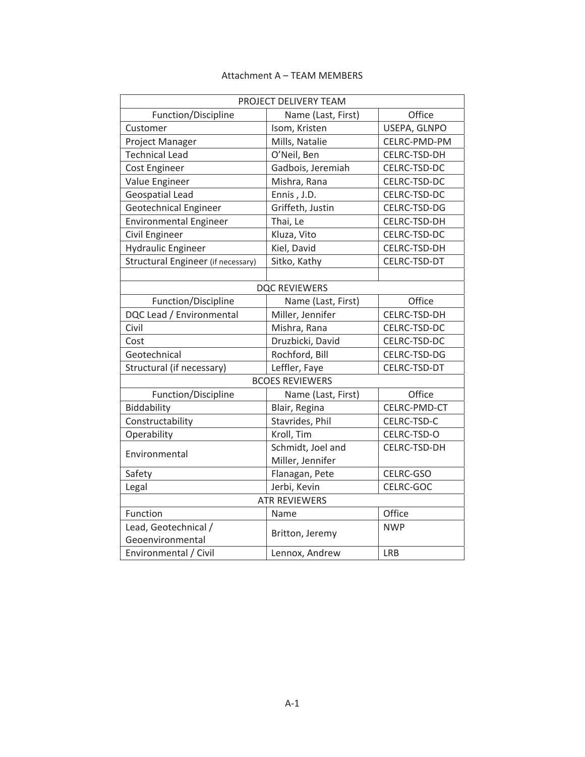Attachment A – TEAM MEMBERS

| PROJECT DELIVERY TEAM | | |
|---|---|---|
| Function/Discipline | Name (Last, First) | Office |
| Customer | Isom, Kristen | USEPA, GLNPO |
| Project Manager | Mills, Natalie | CELRC-PMD-PM |
| Technical Lead | O'Neil, Ben | CELRC-TSD-DH |
| Cost Engineer | Gadbois, Jeremiah | CELRC-TSD-DC |
| Value Engineer | Mishra, Rana | CELRC-TSD-DC |
| Geospatial Lead | Ennis , J.D. | CELRC-TSD-DC |
| Geotechnical Engineer | Griffeth, Justin | CELRC-TSD-DG |
| Environmental Engineer | Thai, Le | CELRC-TSD-DH |
| Civil Engineer | Kluza, Vito | CELRC-TSD-DC |
| Hydraulic Engineer | Kiel, David | CELRC-TSD-DH |
| Structural Engineer (if necessary) | Sitko, Kathy | CELRC-TSD-DT |
| | | |
| DQC REVIEWERS | | |
| Function/Discipline | Name (Last, First) | Office |
| DQC Lead / Environmental | Miller, Jennifer | CELRC-TSD-DH |
| Civil | Mishra, Rana | CELRC-TSD-DC |
| Cost | Druzbicki, David | CELRC-TSD-DC |
| Geotechnical | Rochford, Bill | CELRC-TSD-DG |
| Structural (if necessary) | Leffler, Faye | CELRC-TSD-DT |
| BCOES REVIEWERS | | |
| Function/Discipline | Name (Last, First) | Office |
| Biddability | Blair, Regina | CELRC-PMD-CT |
| Constructability | Stavrides, Phil | CELRC-TSD-C |
| Operability | Kroll, Tim | CELRC-TSD-O |
| Environmental | Schmidt, Joel and Miller, Jennifer | CELRC-TSD-DH |
| Safety | Flanagan, Pete | CELRC-GSO |
| Legal | Jerbi, Kevin | CELRC-GOC |
| ATR REVIEWERS | | |
| Function | Name | Office |
| Lead, Geotechnical / Geoenvironmental | Britton, Jeremy | NWP |
| Environmental / Civil | Lennox, Andrew | LRB |